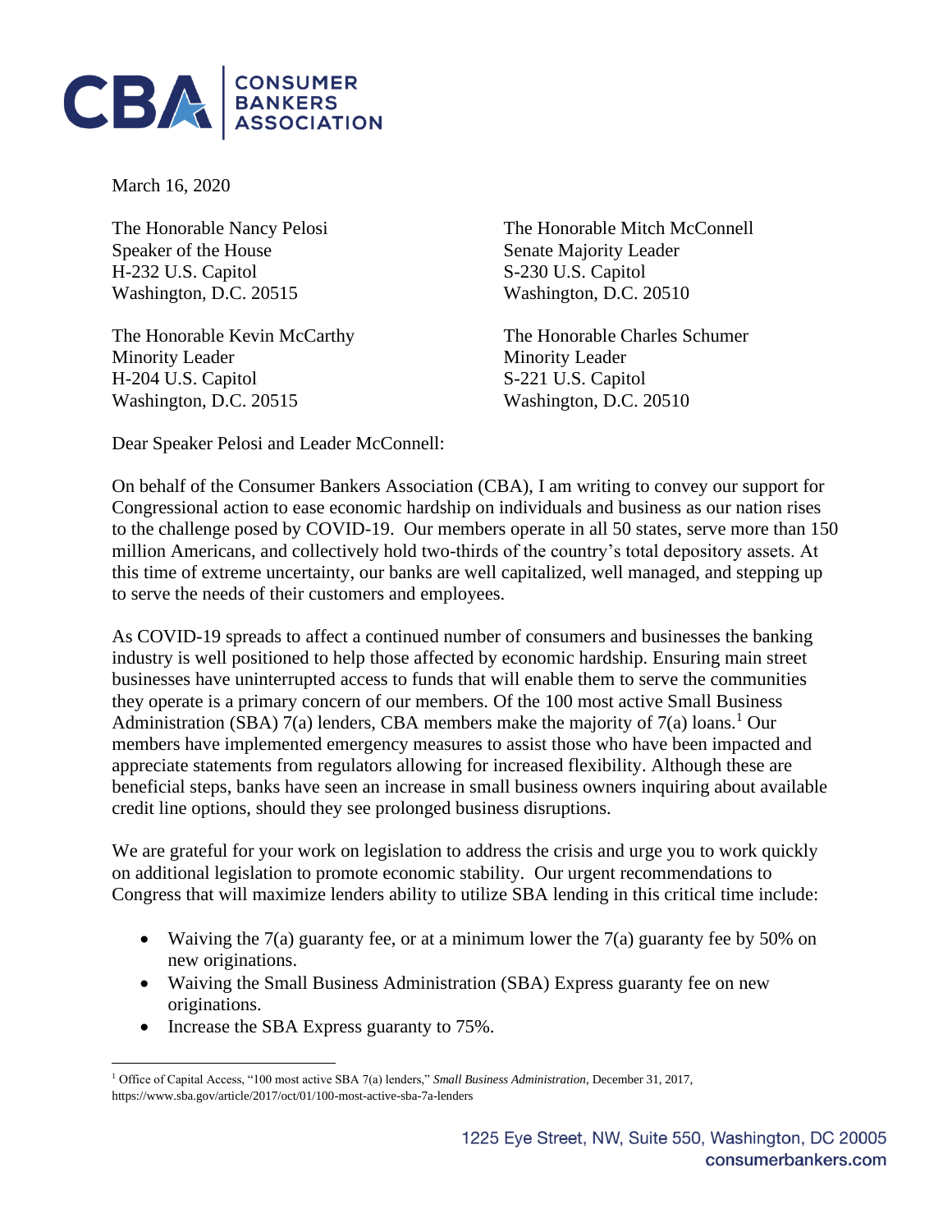CONSUMER BANKERS ASSOCIATION

March 16, 2020

The Honorable Nancy Pelosi
Speaker of the House
H-232 U.S. Capitol
Washington, D.C. 20515

The Honorable Mitch McConnell
Senate Majority Leader
S-230 U.S. Capitol
Washington, D.C. 20510

The Honorable Kevin McCarthy
Minority Leader
H-204 U.S. Capitol
Washington, D.C. 20515

The Honorable Charles Schumer
Minority Leader
S-221 U.S. Capitol
Washington, D.C. 20510

Dear Speaker Pelosi and Leader McConnell:

On behalf of the Consumer Bankers Association (CBA), I am writing to convey our support for Congressional action to ease economic hardship on individuals and business as our nation rises to the challenge posed by COVID-19. Our members operate in all 50 states, serve more than 150 million Americans, and collectively hold two-thirds of the country's total depository assets. At this time of extreme uncertainty, our banks are well capitalized, well managed, and stepping up to serve the needs of their customers and employees.

As COVID-19 spreads to affect a continued number of consumers and businesses the banking industry is well positioned to help those affected by economic hardship. Ensuring main street businesses have uninterrupted access to funds that will enable them to serve the communities they operate is a primary concern of our members. Of the 100 most active Small Business Administration (SBA) 7(a) lenders, CBA members make the majority of 7(a) loans.[1] Our members have implemented emergency measures to assist those who have been impacted and appreciate statements from regulators allowing for increased flexibility. Although these are beneficial steps, banks have seen an increase in small business owners inquiring about available credit line options, should they see prolonged business disruptions.

We are grateful for your work on legislation to address the crisis and urge you to work quickly on additional legislation to promote economic stability. Our urgent recommendations to Congress that will maximize lenders ability to utilize SBA lending in this critical time include:

- Waiving the 7(a) guaranty fee, or at a minimum lower the 7(a) guaranty fee by 50% on new originations.
- Waiving the Small Business Administration (SBA) Express guaranty fee on new originations.
- Increase the SBA Express guaranty to 75%.

[1] Office of Capital Access, "100 most active SBA 7(a) lenders," *Small Business Administration*, December 31, 2017, https://www.sba.gov/article/2017/oct/01/100-most-active-sba-7a-lenders

1225 Eye Street, NW, Suite 550, Washington, DC 20005
consumerbankers.com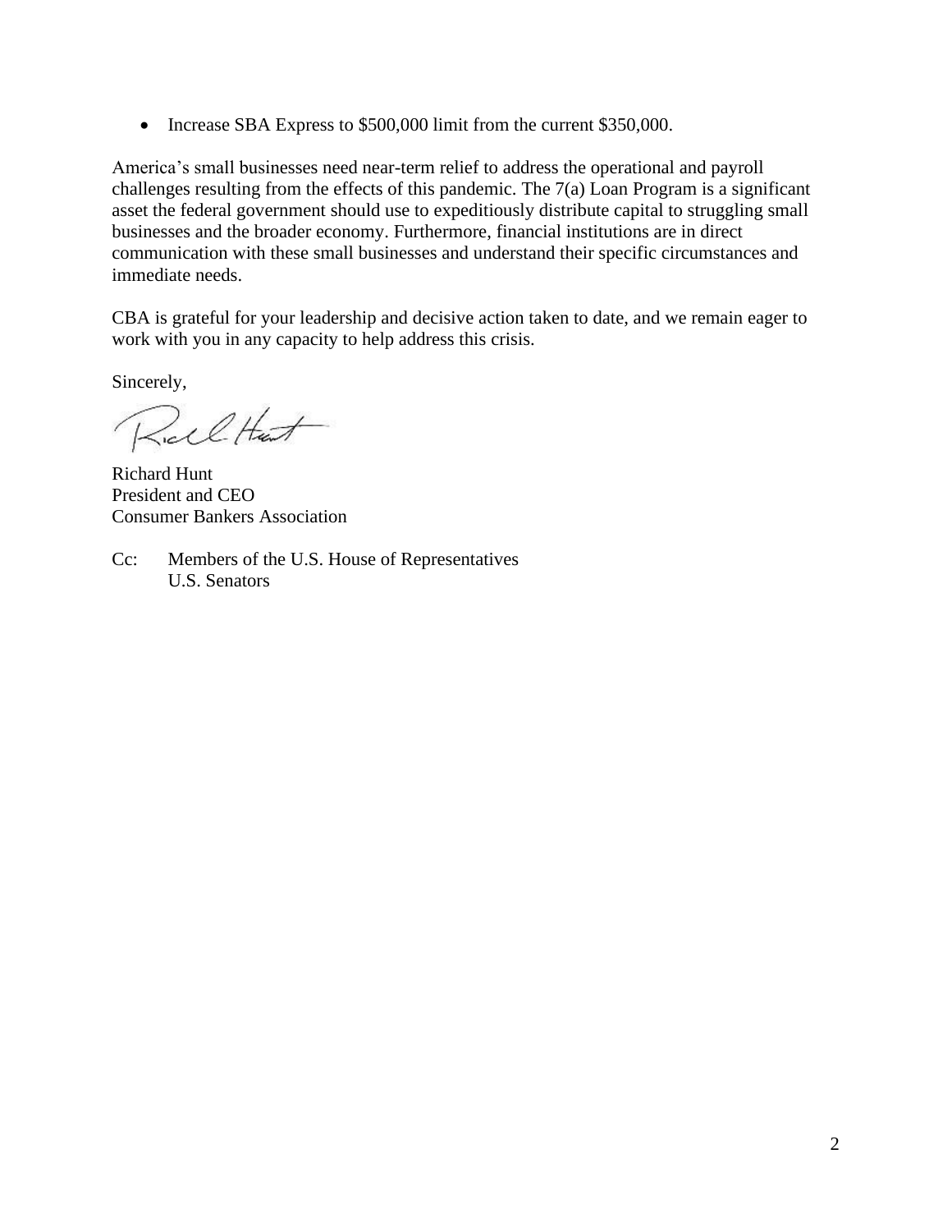- Increase SBA Express to $500,000 limit from the current $350,000.

America's small businesses need near-term relief to address the operational and payroll challenges resulting from the effects of this pandemic. The 7(a) Loan Program is a significant asset the federal government should use to expeditiously distribute capital to struggling small businesses and the broader economy. Furthermore, financial institutions are in direct communication with these small businesses and understand their specific circumstances and immediate needs.

CBA is grateful for your leadership and decisive action taken to date, and we remain eager to work with you in any capacity to help address this crisis.

Sincerely,

Richard Hunt
President and CEO
Consumer Bankers Association

Cc: Members of the U.S. House of Representatives
U.S. Senators